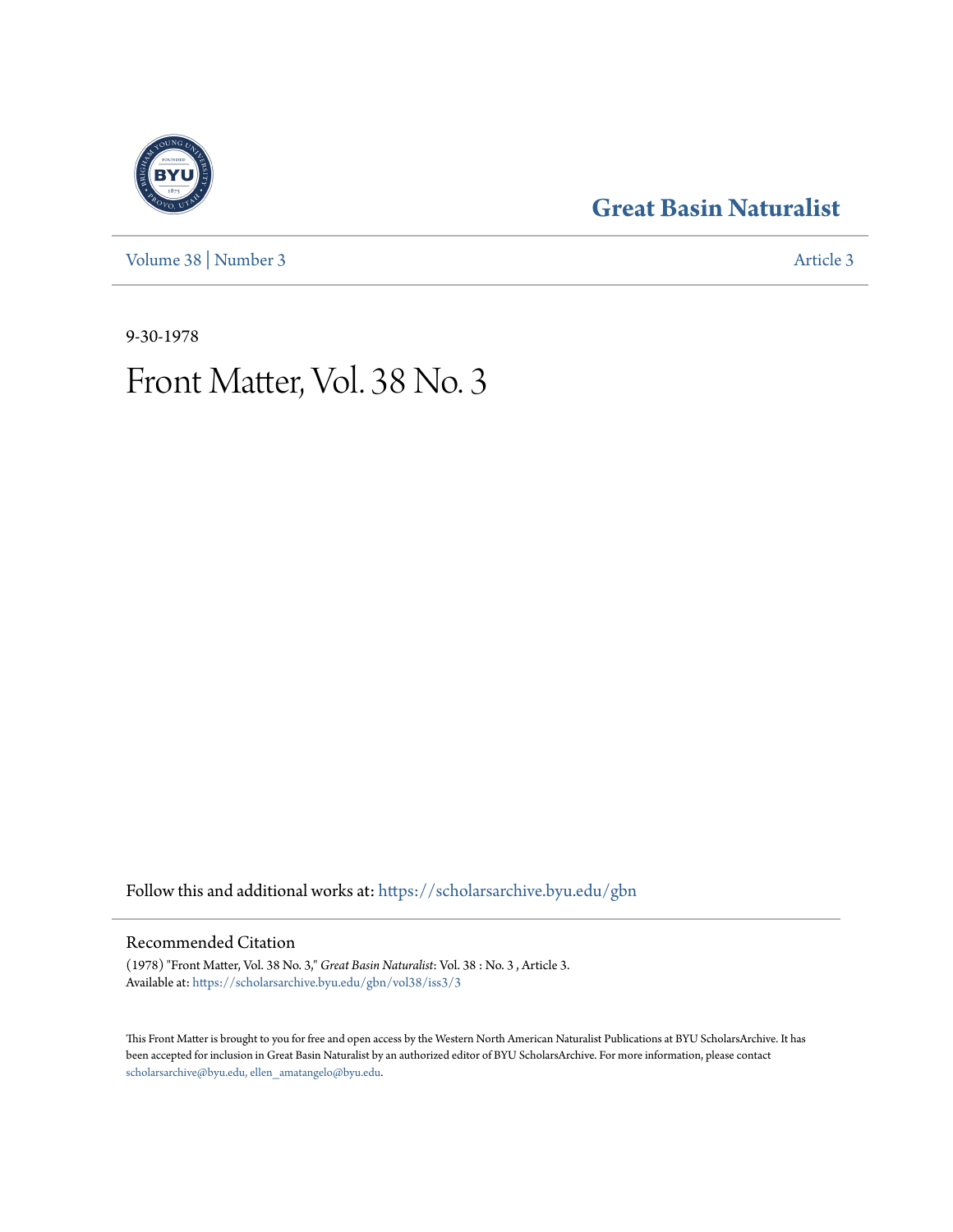# Great Basin Naturalist

Volume 38 | Number 3 Article 3

9-30-1978

# Front Matter, Vol. 38 No. 3

Follow this and additional works at: https://scholarsarchive.byu.edu/gbn

## Recommended Citation

(1978) "Front Matter, Vol. 38 No. 3," *Great Basin Naturalist*: Vol. 38 : No. 3 , Article 3.
Available at: https://scholarsarchive.byu.edu/gbn/vol38/iss3/3

This Front Matter is brought to you for free and open access by the Western North American Naturalist Publications at BYU ScholarsArchive. It has been accepted for inclusion in Great Basin Naturalist by an authorized editor of BYU ScholarsArchive. For more information, please contact scholarsarchive@byu.edu, ellen_amatangelo@byu.edu.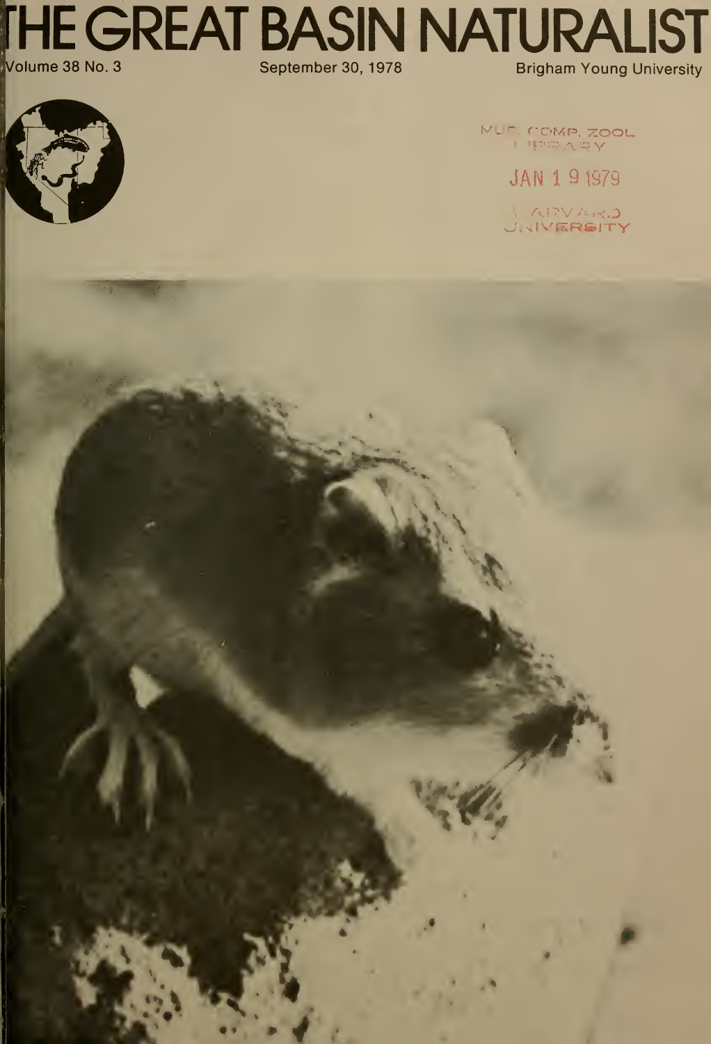# THE GREAT BASIN NATURALIST

Volume 38 No. 3

September 30, 1978

Brigham Young University

MUS. COMP. ZOOL LIBRARY

JAN 19 1979

HARVARD UNIVERSITY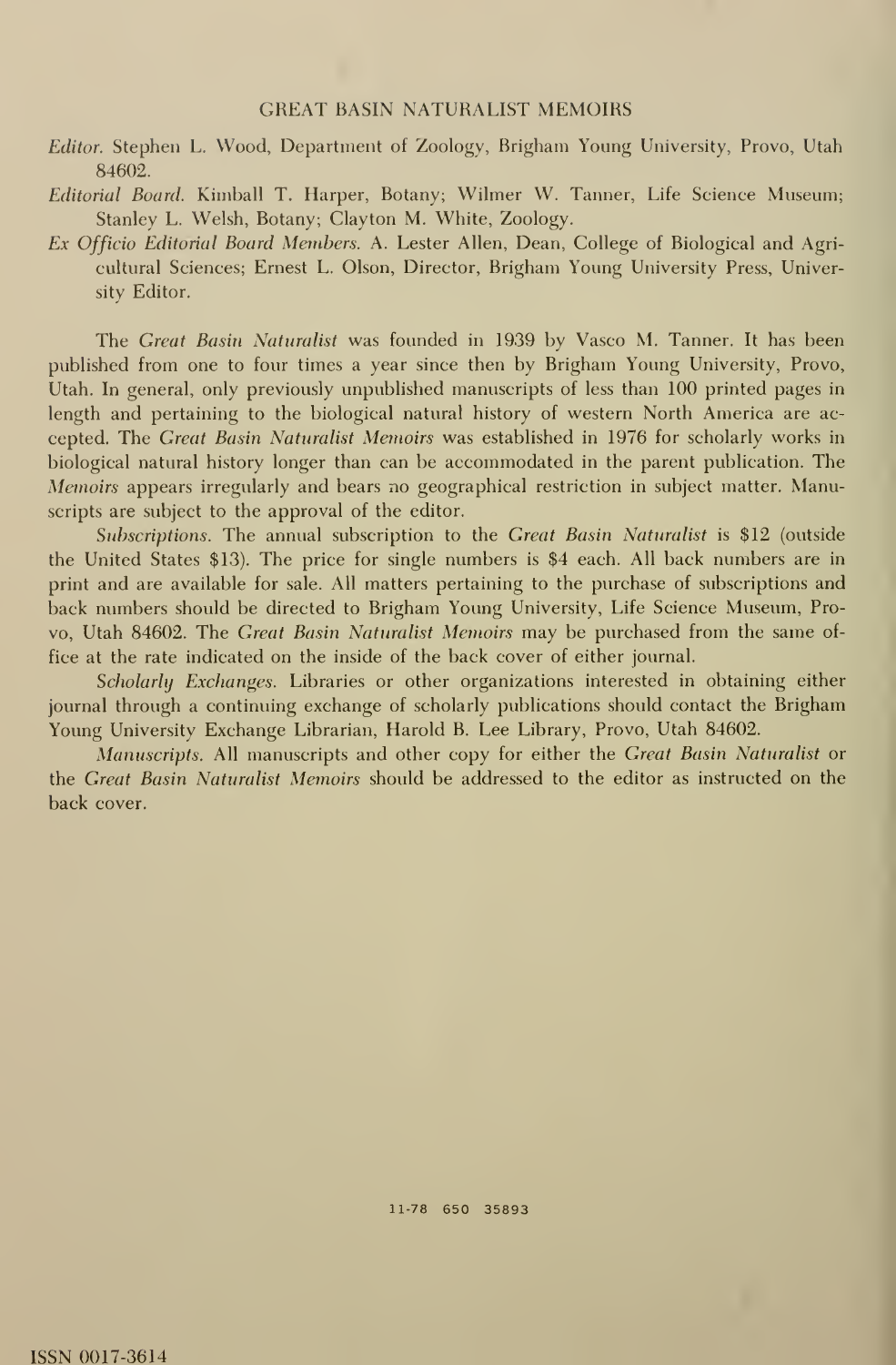# GREAT BASIN NATURALIST MEMOIRS

*Editor.* Stephen L. Wood, Department of Zoology, Brigham Young University, Provo, Utah 84602.

*Editorial Board.* Kimball T. Harper, Botany; Wilmer W. Tanner, Life Science Museum; Stanley L. Welsh, Botany; Clayton M. White, Zoology.

*Ex Officio Editorial Board Members.* A. Lester Allen, Dean, College of Biological and Agricultural Sciences; Ernest L. Olson, Director, Brigham Young University Press, University Editor.

The *Great Basin Naturalist* was founded in 1939 by Vasco M. Tanner. It has been published from one to four times a year since then by Brigham Young University, Provo, Utah. In general, only previously unpublished manuscripts of less than 100 printed pages in length and pertaining to the biological natural history of western North America are accepted. The *Great Basin Naturalist Memoirs* was established in 1976 for scholarly works in biological natural history longer than can be accommodated in the parent publication. The *Memoirs* appears irregularly and bears no geographical restriction in subject matter. Manuscripts are subject to the approval of the editor.

*Subscriptions.* The annual subscription to the *Great Basin Naturalist* is $12 (outside the United States $13). The price for single numbers is $4 each. All back numbers are in print and are available for sale. All matters pertaining to the purchase of subscriptions and back numbers should be directed to Brigham Young University, Life Science Museum, Provo, Utah 84602. The *Great Basin Naturalist Memoirs* may be purchased from the same office at the rate indicated on the inside of the back cover of either journal.

*Scholarly Exchanges.* Libraries or other organizations interested in obtaining either journal through a continuing exchange of scholarly publications should contact the Brigham Young University Exchange Librarian, Harold B. Lee Library, Provo, Utah 84602.

*Manuscripts.* All manuscripts and other copy for either the *Great Basin Naturalist* or the *Great Basin Naturalist Memoirs* should be addressed to the editor as instructed on the back cover.

11-78 650 35893

ISSN 0017-3614